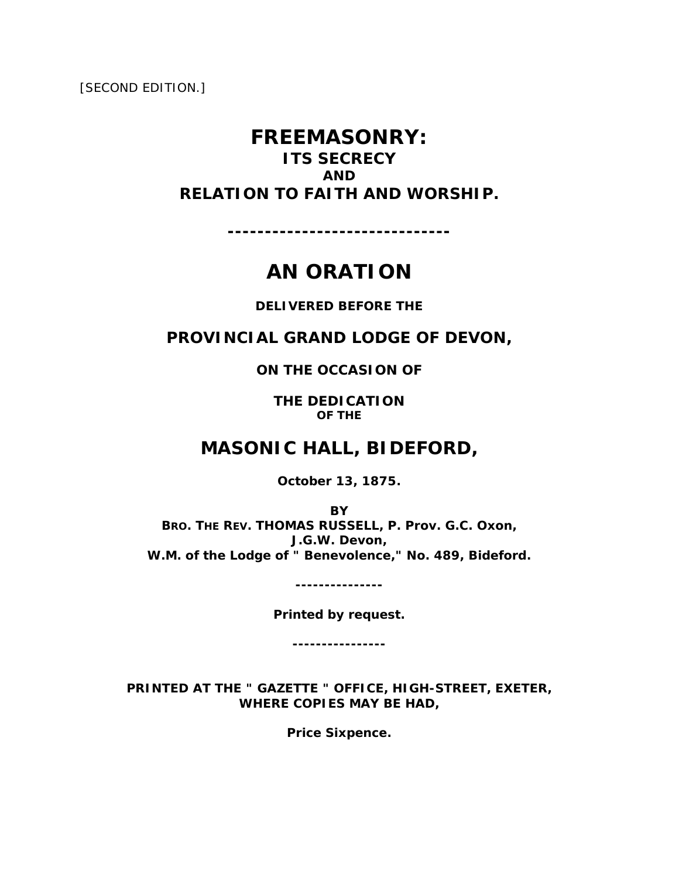[SECOND EDITION.]

# FREEMASONRY:

## ITS SECRECY

**AND**

## RELATION TO FAITH AND WORSHIP.

------------------------------

# AN ORATION

**DELIVERED BEFORE THE**

## PROVINCIAL GRAND LODGE OF DEVON,

**ON THE OCCASION OF**

**THE DEDICATION**
**OF THE**

## MASONIC HALL, BIDEFORD,

**October 13, 1875.**

**BY**
**BRO. THE REV. THOMAS RUSSELL, P. Prov. G.C. Oxon,**
**J.G.W. Devon,**
**W.M. of the Lodge of " Benevolence," No. 489, Bideford.**

---------------

**Printed by request.**

----------------

**PRINTED AT THE " GAZETTE " OFFICE, HIGH-STREET, EXETER,**
**WHERE COPIES MAY BE HAD,**

**Price Sixpence.**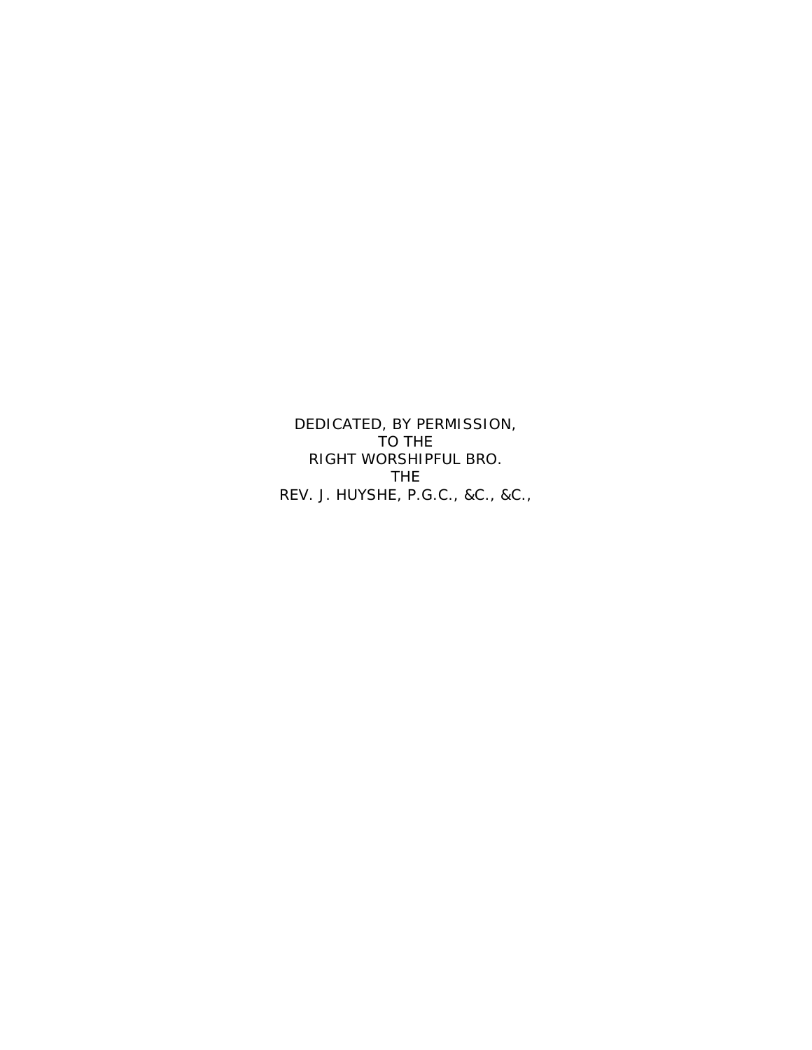DEDICATED, BY PERMISSION,
TO THE
RIGHT WORSHIPFUL BRO.
THE
REV. J. HUYSHE, P.G.C., &C., &C.,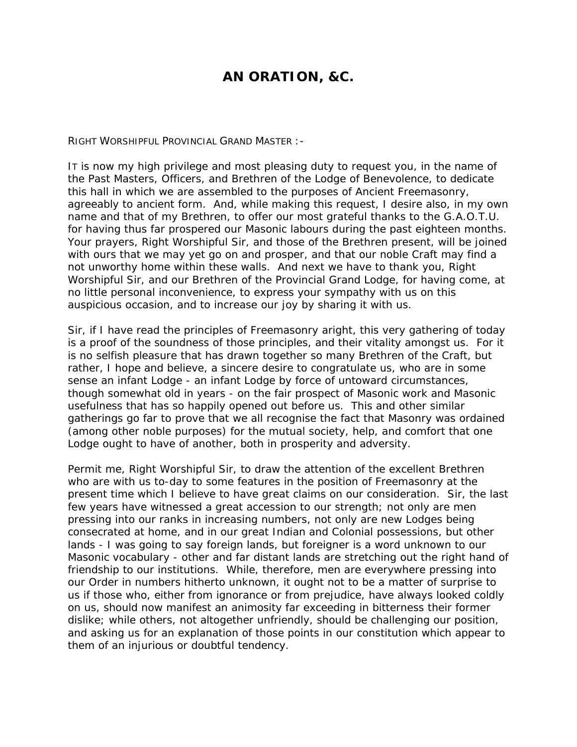# AN ORATION, &C.

RIGHT WORSHIPFUL PROVINCIAL GRAND MASTER :-

IT is now my high privilege and most pleasing duty to request you, in the name of the Past Masters, Officers, and Brethren of the Lodge of Benevolence, to dedicate this hall in which we are assembled to the purposes of Ancient Freemasonry, agreeably to ancient form. And, while making this request, I desire also, in my own name and that of my Brethren, to offer our most grateful thanks to the G.A.O.T.U. for having thus far prospered our Masonic labours during the past eighteen months. Your prayers, Right Worshipful Sir, and those of the Brethren present, will be joined with ours that we may yet go on and prosper, and that our noble Craft may find a not unworthy home within these walls. And next we have to thank you, Right Worshipful Sir, and our Brethren of the Provincial Grand Lodge, for having come, at no little personal inconvenience, to express your sympathy with us on this auspicious occasion, and to increase our joy by sharing it with us.

Sir, if I have read the principles of Freemasonry aright, this very gathering of today is a proof of the soundness of those principles, and their vitality amongst us. For it is no selfish pleasure that has drawn together so many Brethren of the Craft, but rather, I hope and believe, a sincere desire to congratulate us, who are in some sense an infant Lodge - an infant Lodge by force of untoward circumstances, though somewhat old in years - on the fair prospect of Masonic work and Masonic usefulness that has so happily opened out before us. This and other similar gatherings go far to prove that we all recognise the fact that Masonry was ordained (among other noble purposes) for the mutual society, help, and comfort that one Lodge ought to have of another, both in prosperity and adversity.

Permit me, Right Worshipful Sir, to draw the attention of the excellent Brethren who are with us to-day to some features in the position of Freemasonry at the present time which I believe to have great claims on our consideration. Sir, the last few years have witnessed a great accession to our strength; not only are men pressing into our ranks in increasing numbers, not only are new Lodges being consecrated at home, and in our great Indian and Colonial possessions, but other lands - I was going to say foreign lands, but foreigner is a word unknown to our Masonic vocabulary - other and far distant lands are stretching out the right hand of friendship to our institutions. While, therefore, men are everywhere pressing into our Order in numbers hitherto unknown, it ought not to be a matter of surprise to us if those who, either from ignorance or from prejudice, have always looked coldly on us, should now manifest an animosity far exceeding in bitterness their former dislike; while others, not altogether unfriendly, should be challenging our position, and asking us for an explanation of those points in our constitution which appear to them of an injurious or doubtful tendency.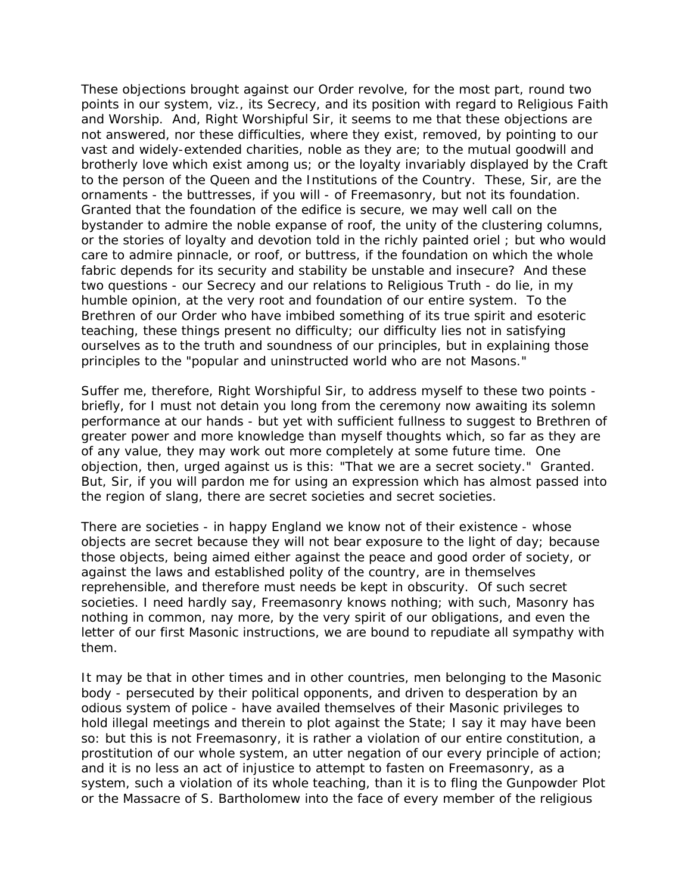These objections brought against our Order revolve, for the most part, round two points in our system, viz., its Secrecy, and its position with regard to Religious Faith and Worship. And, Right Worshipful Sir, it seems to me that these objections are not answered, nor these difficulties, where they exist, removed, by pointing to our vast and widely-extended charities, noble as they are; to the mutual goodwill and brotherly love which exist among us; or the loyalty invariably displayed by the Craft to the person of the Queen and the Institutions of the Country. These, Sir, are the ornaments - the buttresses, if you will - of Freemasonry, but not its foundation. Granted that the foundation of the edifice is secure, we may well call on the bystander to admire the noble expanse of roof, the unity of the clustering columns, or the stories of loyalty and devotion told in the richly painted oriel ; but who would care to admire pinnacle, or roof, or buttress, if the foundation on which the whole fabric depends for its security and stability be unstable and insecure? And these two questions - our Secrecy and our relations to Religious Truth - do lie, in my humble opinion, at the very root and foundation of our entire system. To the Brethren of our Order who have imbibed something of its true spirit and esoteric teaching, these things present no difficulty; our difficulty lies not in satisfying ourselves as to the truth and soundness of our principles, but in explaining those principles to the "popular and uninstructed world who are not Masons."

Suffer me, therefore, Right Worshipful Sir, to address myself to these two points - briefly, for I must not detain you long from the ceremony now awaiting its solemn performance at our hands - but yet with sufficient fullness to suggest to Brethren of greater power and more knowledge than myself thoughts which, so far as they are of any value, they may work out more completely at some future time. One objection, then, urged against us is this: "That we are a secret society." Granted. But, Sir, if you will pardon me for using an expression which has almost passed into the region of slang, there are secret societies and secret societies.

There are societies - in happy England we know not of their existence - whose objects are secret because they will not bear exposure to the light of day; because those objects, being aimed either against the peace and good order of society, or against the laws and established polity of the country, are in themselves reprehensible, and therefore must needs be kept in obscurity. Of such secret societies. I need hardly say, Freemasonry knows nothing; with such, Masonry has nothing in common, nay more, by the very spirit of our obligations, and even the letter of our first Masonic instructions, we are bound to repudiate all sympathy with them.

It may be that in other times and in other countries, men belonging to the Masonic body - persecuted by their political opponents, and driven to desperation by an odious system of police - have availed themselves of their Masonic privileges to hold illegal meetings and therein to plot against the State; I say it may have been so: but this is not Freemasonry, it is rather a violation of our entire constitution, a prostitution of our whole system, an utter negation of our every principle of action; and it is no less an act of injustice to attempt to fasten on Freemasonry, as a system, such a violation of its whole teaching, than it is to fling the Gunpowder Plot or the Massacre of S. Bartholomew into the face of every member of the religious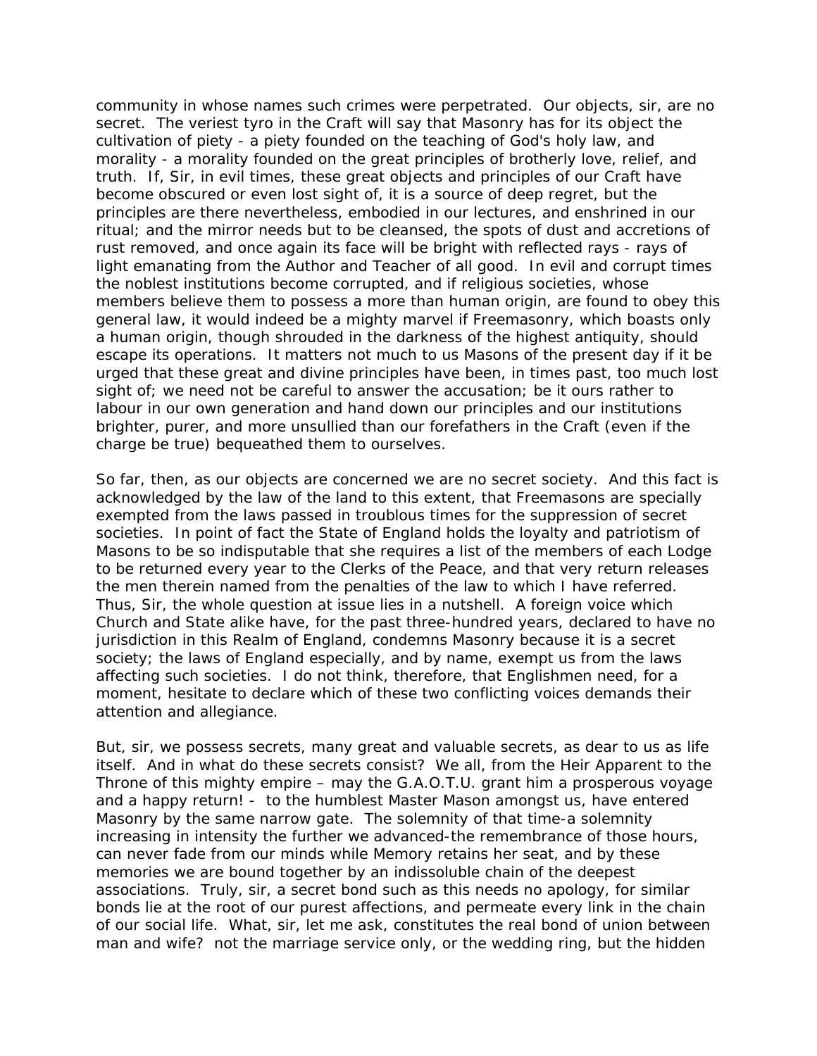community in whose names such crimes were perpetrated. Our objects, sir, are no secret. The veriest tyro in the Craft will say that Masonry has for its object the cultivation of piety - a piety founded on the teaching of God's holy law, and morality - a morality founded on the great principles of brotherly love, relief, and truth. If, Sir, in evil times, these great objects and principles of our Craft have become obscured or even lost sight of, it is a source of deep regret, but the principles are there nevertheless, embodied in our lectures, and enshrined in our ritual; and the mirror needs but to be cleansed, the spots of dust and accretions of rust removed, and once again its face will be bright with reflected rays - rays of light emanating from the Author and Teacher of all good. In evil and corrupt times the noblest institutions become corrupted, and if religious societies, whose members believe them to possess a more than human origin, are found to obey this general law, it would indeed be a mighty marvel if Freemasonry, which boasts only a human origin, though shrouded in the darkness of the highest antiquity, should escape its operations. It matters not much to us Masons of the present day if it be urged that these great and divine principles have been, in times past, too much lost sight of; we need not be careful to answer the accusation; be it ours rather to labour in our own generation and hand down our principles and our institutions brighter, purer, and more unsullied than our forefathers in the Craft (even if the charge be true) bequeathed them to ourselves.

So far, then, as our objects are concerned we are no secret society. And this fact is acknowledged by the law of the land to this extent, that Freemasons are specially exempted from the laws passed in troublous times for the suppression of secret societies. In point of fact the State of England holds the loyalty and patriotism of Masons to be so indisputable that she requires a list of the members of each Lodge to be returned every year to the Clerks of the Peace, and that very return releases the men therein named from the penalties of the law to which I have referred. Thus, Sir, the whole question at issue lies in a nutshell. A foreign voice which Church and State alike have, for the past three-hundred years, declared to have no jurisdiction in this Realm of England, condemns Masonry because it is a secret society; the laws of England especially, and by name, exempt us from the laws affecting such societies. I do not think, therefore, that Englishmen need, for a moment, hesitate to declare which of these two conflicting voices demands their attention and allegiance.

But, sir, we possess secrets, many great and valuable secrets, as dear to us as life itself. And in what do these secrets consist? We all, from the Heir Apparent to the Throne of this mighty empire – may the G.A.O.T.U. grant him a prosperous voyage and a happy return! - to the humblest Master Mason amongst us, have entered Masonry by the same narrow gate. The solemnity of that time-a solemnity increasing in intensity the further we advanced-the remembrance of those hours, can never fade from our minds while Memory retains her seat, and by these memories we are bound together by an indissoluble chain of the deepest associations. Truly, sir, a secret bond such as this needs no apology, for similar bonds lie at the root of our purest affections, and permeate every link in the chain of our social life. What, sir, let me ask, constitutes the real bond of union between man and wife? not the marriage service only, or the wedding ring, but the hidden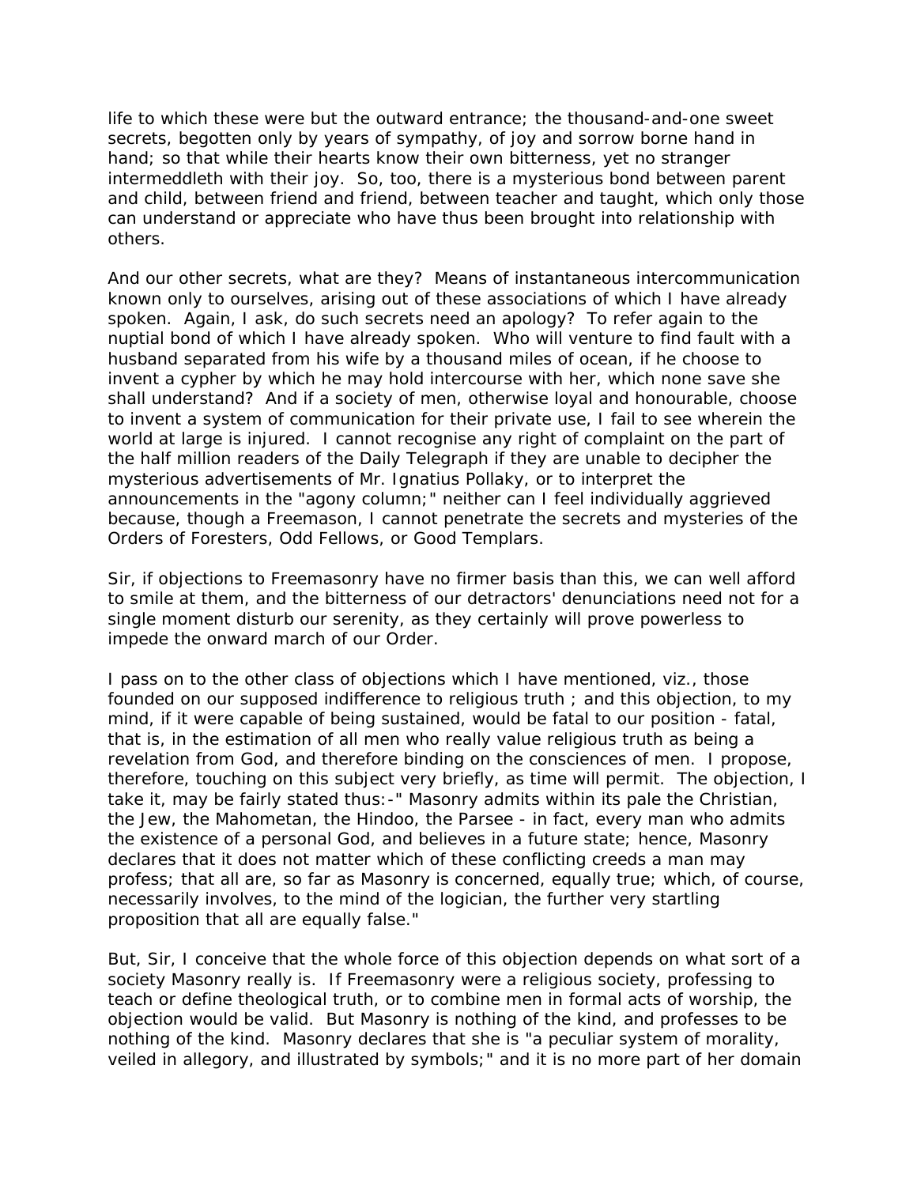life to which these were but the outward entrance; the thousand-and-one sweet secrets, begotten only by years of sympathy, of joy and sorrow borne hand in hand; so that while their hearts know their own bitterness, yet no stranger intermeddleth with their joy. So, too, there is a mysterious bond between parent and child, between friend and friend, between teacher and taught, which only those can understand or appreciate who have thus been brought into relationship with others.

And our other secrets, what are they? Means of instantaneous intercommunication known only to ourselves, arising out of these associations of which I have already spoken. Again, I ask, do such secrets need an apology? To refer again to the nuptial bond of which I have already spoken. Who will venture to find fault with a husband separated from his wife by a thousand miles of ocean, if he choose to invent a cypher by which he may hold intercourse with her, which none save she shall understand? And if a society of men, otherwise loyal and honourable, choose to invent a system of communication for their private use, I fail to see wherein the world at large is injured. I cannot recognise any right of complaint on the part of the half million readers of the Daily Telegraph if they are unable to decipher the mysterious advertisements of Mr. Ignatius Pollaky, or to interpret the announcements in the "agony column;" neither can I feel individually aggrieved because, though a Freemason, I cannot penetrate the secrets and mysteries of the Orders of Foresters, Odd Fellows, or Good Templars.

Sir, if objections to Freemasonry have no firmer basis than this, we can well afford to smile at them, and the bitterness of our detractors' denunciations need not for a single moment disturb our serenity, as they certainly will prove powerless to impede the onward march of our Order.

I pass on to the other class of objections which I have mentioned, viz., those founded on our supposed indifference to religious truth ; and this objection, to my mind, if it were capable of being sustained, would be fatal to our position - fatal, that is, in the estimation of all men who really value religious truth as being a revelation from God, and therefore binding on the consciences of men. I propose, therefore, touching on this subject very briefly, as time will permit. The objection, I take it, may be fairly stated thus:-" Masonry admits within its pale the Christian, the Jew, the Mahometan, the Hindoo, the Parsee - in fact, every man who admits the existence of a personal God, and believes in a future state; hence, Masonry declares that it does not matter which of these conflicting creeds a man may profess; that all are, so far as Masonry is concerned, equally true; which, of course, necessarily involves, to the mind of the logician, the further very startling proposition that all are equally false."

But, Sir, I conceive that the whole force of this objection depends on what sort of a society Masonry really is. If Freemasonry were a religious society, professing to teach or define theological truth, or to combine men in formal acts of worship, the objection would be valid. But Masonry is nothing of the kind, and professes to be nothing of the kind. Masonry declares that she is "a peculiar system of morality, veiled in allegory, and illustrated by symbols;" and it is no more part of her domain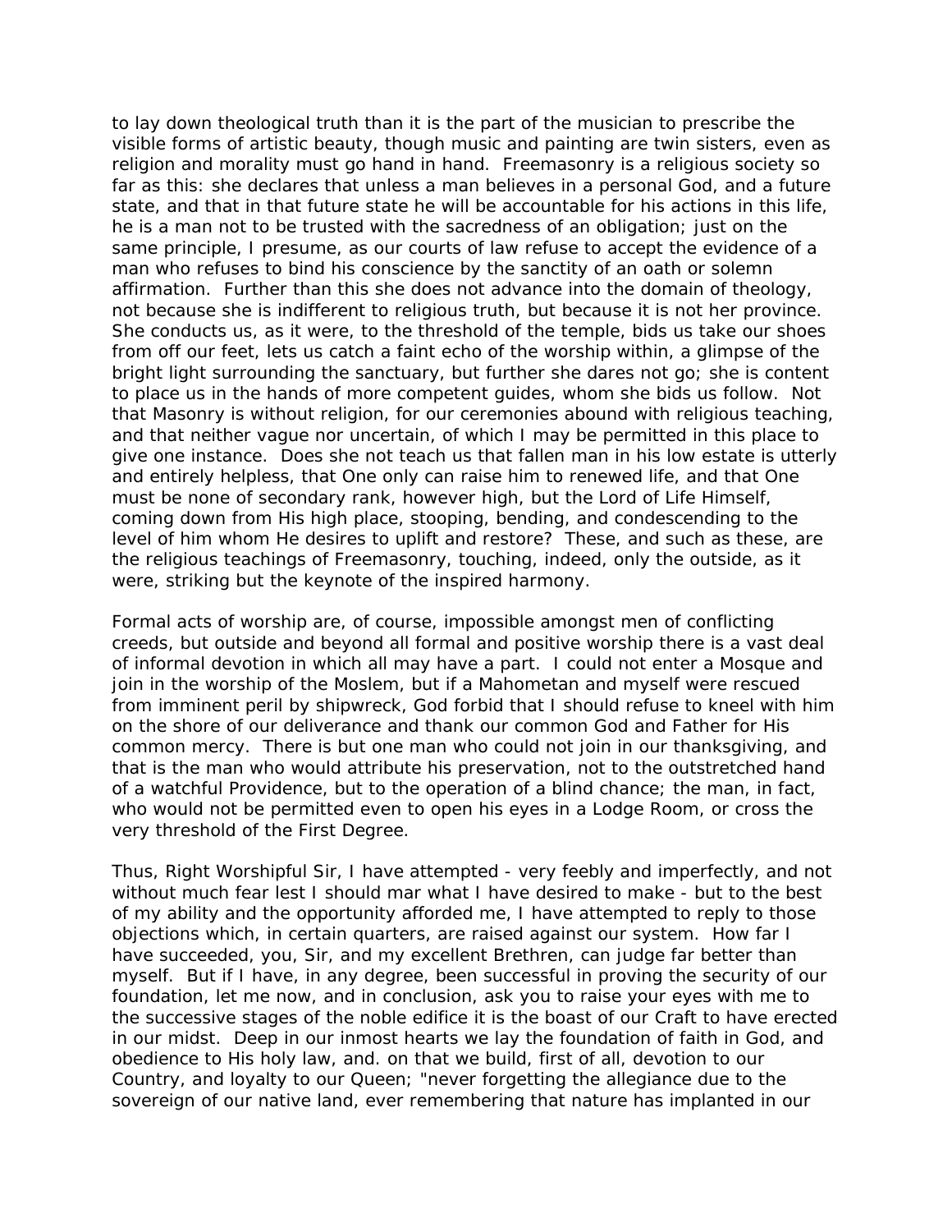to lay down theological truth than it is the part of the musician to prescribe the visible forms of artistic beauty, though music and painting are twin sisters, even as religion and morality must go hand in hand. Freemasonry is a religious society so far as this: she declares that unless a man believes in a personal God, and a future state, and that in that future state he will be accountable for his actions in this life, he is a man not to be trusted with the sacredness of an obligation; just on the same principle, I presume, as our courts of law refuse to accept the evidence of a man who refuses to bind his conscience by the sanctity of an oath or solemn affirmation. Further than this she does not advance into the domain of theology, not because she is indifferent to religious truth, but because it is not her province. She conducts us, as it were, to the threshold of the temple, bids us take our shoes from off our feet, lets us catch a faint echo of the worship within, a glimpse of the bright light surrounding the sanctuary, but further she dares not go; she is content to place us in the hands of more competent guides, whom she bids us follow. Not that Masonry is without religion, for our ceremonies abound with religious teaching, and that neither vague nor uncertain, of which I may be permitted in this place to give one instance. Does she not teach us that fallen man in his low estate is utterly and entirely helpless, that One only can raise him to renewed life, and that One must be none of secondary rank, however high, but the Lord of Life Himself, coming down from His high place, stooping, bending, and condescending to the level of him whom He desires to uplift and restore? These, and such as these, are the religious teachings of Freemasonry, touching, indeed, only the outside, as it were, striking but the keynote of the inspired harmony.

Formal acts of worship are, of course, impossible amongst men of conflicting creeds, but outside and beyond all formal and positive worship there is a vast deal of informal devotion in which all may have a part. I could not enter a Mosque and join in the worship of the Moslem, but if a Mahometan and myself were rescued from imminent peril by shipwreck, God forbid that I should refuse to kneel with him on the shore of our deliverance and thank our common God and Father for His common mercy. There is but one man who could not join in our thanksgiving, and that is the man who would attribute his preservation, not to the outstretched hand of a watchful Providence, but to the operation of a blind chance; the man, in fact, who would not be permitted even to open his eyes in a Lodge Room, or cross the very threshold of the First Degree.

Thus, Right Worshipful Sir, I have attempted - very feebly and imperfectly, and not without much fear lest I should mar what I have desired to make - but to the best of my ability and the opportunity afforded me, I have attempted to reply to those objections which, in certain quarters, are raised against our system. How far I have succeeded, you, Sir, and my excellent Brethren, can judge far better than myself. But if I have, in any degree, been successful in proving the security of our foundation, let me now, and in conclusion, ask you to raise your eyes with me to the successive stages of the noble edifice it is the boast of our Craft to have erected in our midst. Deep in our inmost hearts we lay the foundation of faith in God, and obedience to His holy law, and. on that we build, first of all, devotion to our Country, and loyalty to our Queen; "never forgetting the allegiance due to the sovereign of our native land, ever remembering that nature has implanted in our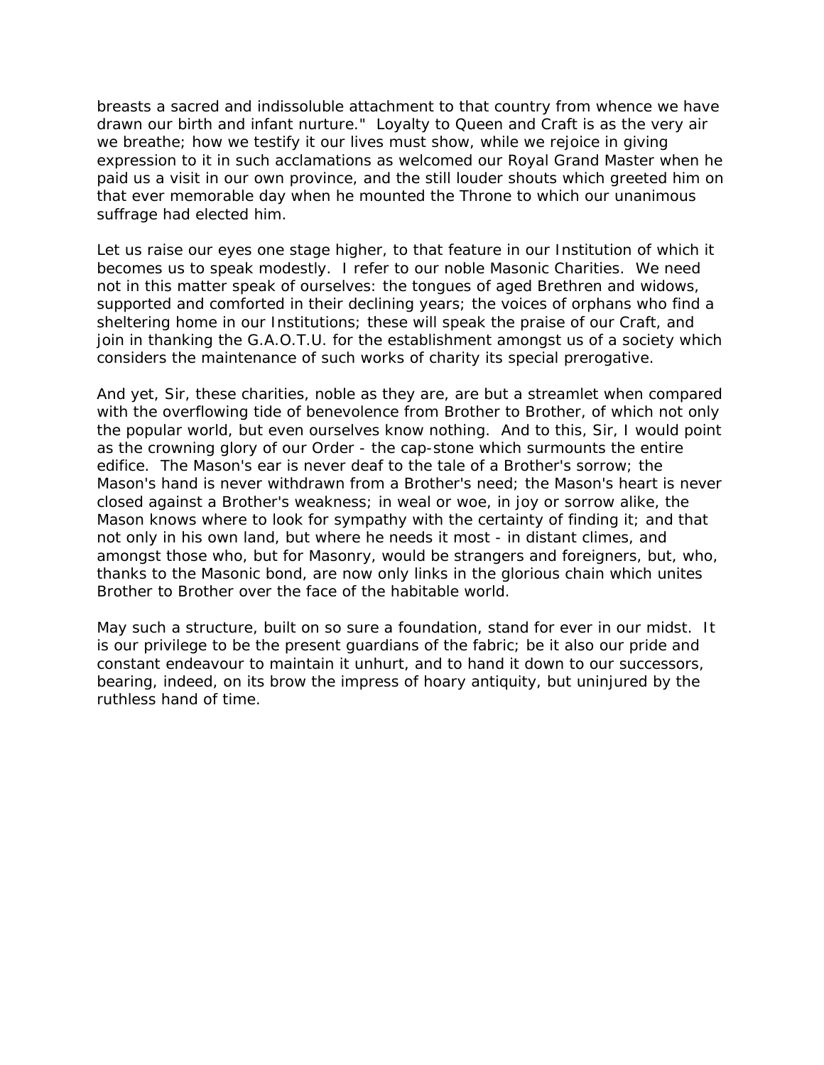breasts a sacred and indissoluble attachment to that country from whence we have drawn our birth and infant nurture." Loyalty to Queen and Craft is as the very air we breathe; how we testify it our lives must show, while we rejoice in giving expression to it in such acclamations as welcomed our Royal Grand Master when he paid us a visit in our own province, and the still louder shouts which greeted him on that ever memorable day when he mounted the Throne to which our unanimous suffrage had elected him.

Let us raise our eyes one stage higher, to that feature in our Institution of which it becomes us to speak modestly. I refer to our noble Masonic Charities. We need not in this matter speak of ourselves: the tongues of aged Brethren and widows, supported and comforted in their declining years; the voices of orphans who find a sheltering home in our Institutions; these will speak the praise of our Craft, and join in thanking the G.A.O.T.U. for the establishment amongst us of a society which considers the maintenance of such works of charity its special prerogative.

And yet, Sir, these charities, noble as they are, are but a streamlet when compared with the overflowing tide of benevolence from Brother to Brother, of which not only the popular world, but even ourselves know nothing. And to this, Sir, I would point as the crowning glory of our Order - the cap-stone which surmounts the entire edifice. The Mason's ear is never deaf to the tale of a Brother's sorrow; the Mason's hand is never withdrawn from a Brother's need; the Mason's heart is never closed against a Brother's weakness; in weal or woe, in joy or sorrow alike, the Mason knows where to look for sympathy with the certainty of finding it; and that not only in his own land, but where he needs it most - in distant climes, and amongst those who, but for Masonry, would be strangers and foreigners, but, who, thanks to the Masonic bond, are now only links in the glorious chain which unites Brother to Brother over the face of the habitable world.

May such a structure, built on so sure a foundation, stand for ever in our midst. It is our privilege to be the present guardians of the fabric; be it also our pride and constant endeavour to maintain it unhurt, and to hand it down to our successors, bearing, indeed, on its brow the impress of hoary antiquity, but uninjured by the ruthless hand of time.